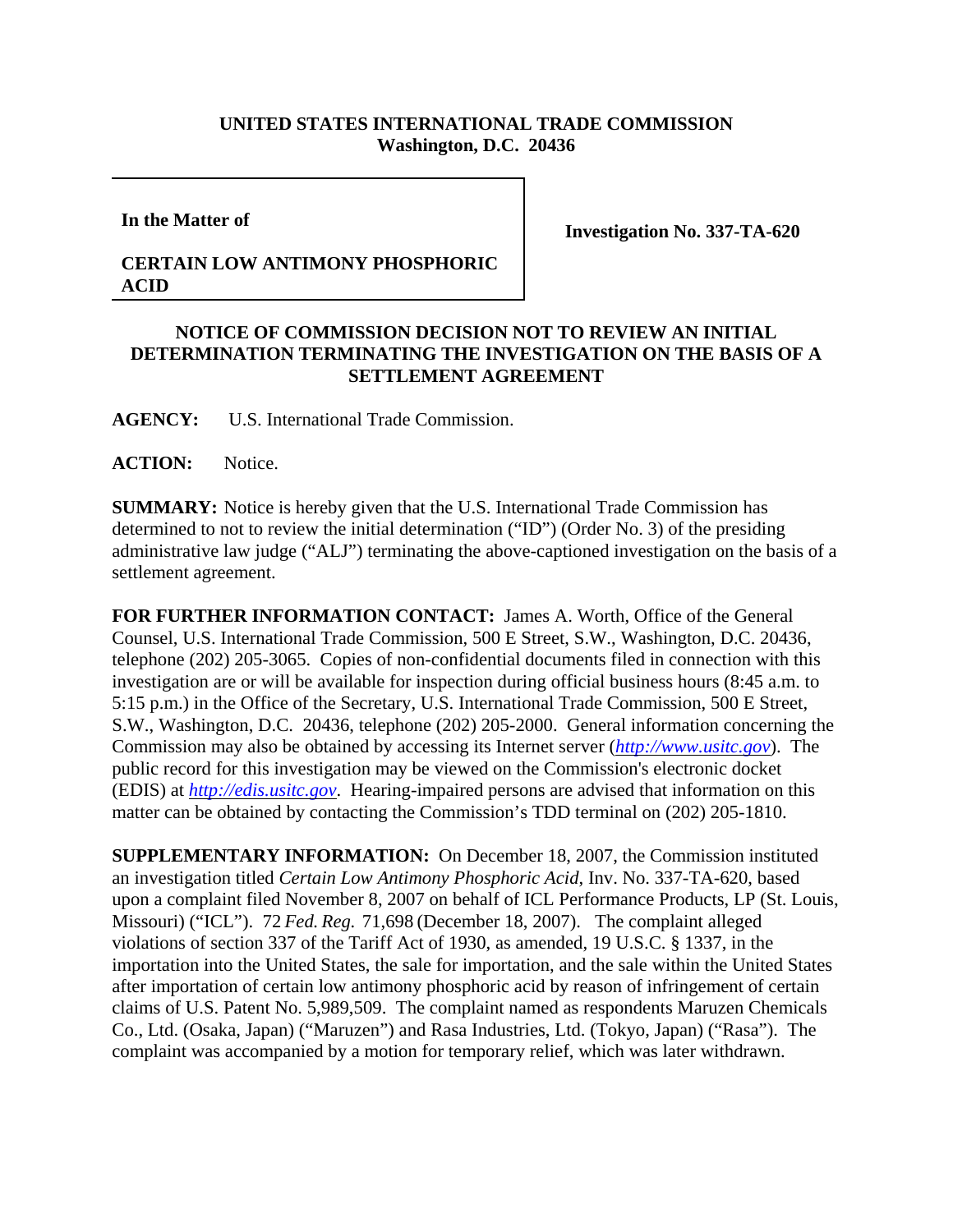**UNITED STATES INTERNATIONAL TRADE COMMISSION**
**Washington, D.C. 20436**

| | |
|---|---|
| **In the Matter of**<br><br>**CERTAIN LOW ANTIMONY PHOSPHORIC ACID** | **Investigation No. 337-TA-620** |

## NOTICE OF COMMISSION DECISION NOT TO REVIEW AN INITIAL DETERMINATION TERMINATING THE INVESTIGATION ON THE BASIS OF A SETTLEMENT AGREEMENT

**AGENCY:** U.S. International Trade Commission.

**ACTION:** Notice.

**SUMMARY:** Notice is hereby given that the U.S. International Trade Commission has determined to not to review the initial determination ("ID") (Order No. 3) of the presiding administrative law judge ("ALJ") terminating the above-captioned investigation on the basis of a settlement agreement.

**FOR FURTHER INFORMATION CONTACT:** James A. Worth, Office of the General Counsel, U.S. International Trade Commission, 500 E Street, S.W., Washington, D.C. 20436, telephone (202) 205-3065. Copies of non-confidential documents filed in connection with this investigation are or will be available for inspection during official business hours (8:45 a.m. to 5:15 p.m.) in the Office of the Secretary, U.S. International Trade Commission, 500 E Street, S.W., Washington, D.C. 20436, telephone (202) 205-2000. General information concerning the Commission may also be obtained by accessing its Internet server (*http://www.usitc.gov*). The public record for this investigation may be viewed on the Commission's electronic docket (EDIS) at *http://edis.usitc.gov*. Hearing-impaired persons are advised that information on this matter can be obtained by contacting the Commission's TDD terminal on (202) 205-1810.

**SUPPLEMENTARY INFORMATION:** On December 18, 2007, the Commission instituted an investigation titled *Certain Low Antimony Phosphoric Acid*, Inv. No. 337-TA-620, based upon a complaint filed November 8, 2007 on behalf of ICL Performance Products, LP (St. Louis, Missouri) ("ICL"). 72 *Fed. Reg.* 71,698 (December 18, 2007). The complaint alleged violations of section 337 of the Tariff Act of 1930, as amended, 19 U.S.C. § 1337, in the importation into the United States, the sale for importation, and the sale within the United States after importation of certain low antimony phosphoric acid by reason of infringement of certain claims of U.S. Patent No. 5,989,509. The complaint named as respondents Maruzen Chemicals Co., Ltd. (Osaka, Japan) ("Maruzen") and Rasa Industries, Ltd. (Tokyo, Japan) ("Rasa"). The complaint was accompanied by a motion for temporary relief, which was later withdrawn.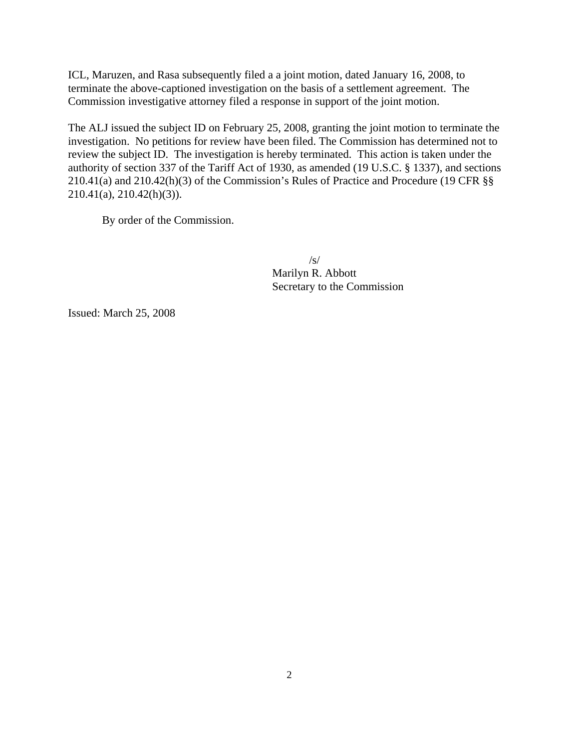ICL, Maruzen, and Rasa subsequently filed a a joint motion, dated January 16, 2008, to terminate the above-captioned investigation on the basis of a settlement agreement. The Commission investigative attorney filed a response in support of the joint motion.

The ALJ issued the subject ID on February 25, 2008, granting the joint motion to terminate the investigation. No petitions for review have been filed. The Commission has determined not to review the subject ID. The investigation is hereby terminated. This action is taken under the authority of section 337 of the Tariff Act of 1930, as amended (19 U.S.C. § 1337), and sections 210.41(a) and 210.42(h)(3) of the Commission's Rules of Practice and Procedure (19 CFR §§ 210.41(a), 210.42(h)(3)).

By order of the Commission.

/s/
Marilyn R. Abbott
Secretary to the Commission

Issued: March 25, 2008